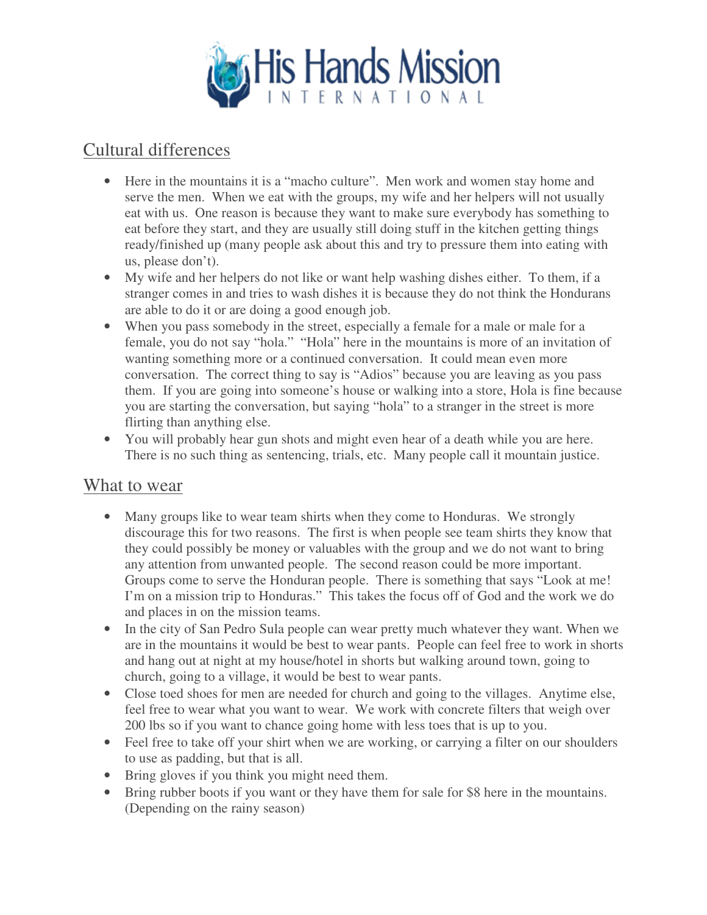# His Hands Mission International

## Cultural differences

- Here in the mountains it is a "macho culture". Men work and women stay home and serve the men. When we eat with the groups, my wife and her helpers will not usually eat with us. One reason is because they want to make sure everybody has something to eat before they start, and they are usually still doing stuff in the kitchen getting things ready/finished up (many people ask about this and try to pressure them into eating with us, please don't).
- My wife and her helpers do not like or want help washing dishes either. To them, if a stranger comes in and tries to wash dishes it is because they do not think the Hondurans are able to do it or are doing a good enough job.
- When you pass somebody in the street, especially a female for a male or male for a female, you do not say "hola." "Hola" here in the mountains is more of an invitation of wanting something more or a continued conversation. It could mean even more conversation. The correct thing to say is "Adios" because you are leaving as you pass them. If you are going into someone's house or walking into a store, Hola is fine because you are starting the conversation, but saying "hola" to a stranger in the street is more flirting than anything else.
- You will probably hear gun shots and might even hear of a death while you are here. There is no such thing as sentencing, trials, etc. Many people call it mountain justice.

## What to wear

- Many groups like to wear team shirts when they come to Honduras. We strongly discourage this for two reasons. The first is when people see team shirts they know that they could possibly be money or valuables with the group and we do not want to bring any attention from unwanted people. The second reason could be more important. Groups come to serve the Honduran people. There is something that says "Look at me! I'm on a mission trip to Honduras." This takes the focus off of God and the work we do and places in on the mission teams.
- In the city of San Pedro Sula people can wear pretty much whatever they want. When we are in the mountains it would be best to wear pants. People can feel free to work in shorts and hang out at night at my house/hotel in shorts but walking around town, going to church, going to a village, it would be best to wear pants.
- Close toed shoes for men are needed for church and going to the villages. Anytime else, feel free to wear what you want to wear. We work with concrete filters that weigh over 200 lbs so if you want to chance going home with less toes that is up to you.
- Feel free to take off your shirt when we are working, or carrying a filter on our shoulders to use as padding, but that is all.
- Bring gloves if you think you might need them.
- Bring rubber boots if you want or they have them for sale for $8 here in the mountains. (Depending on the rainy season)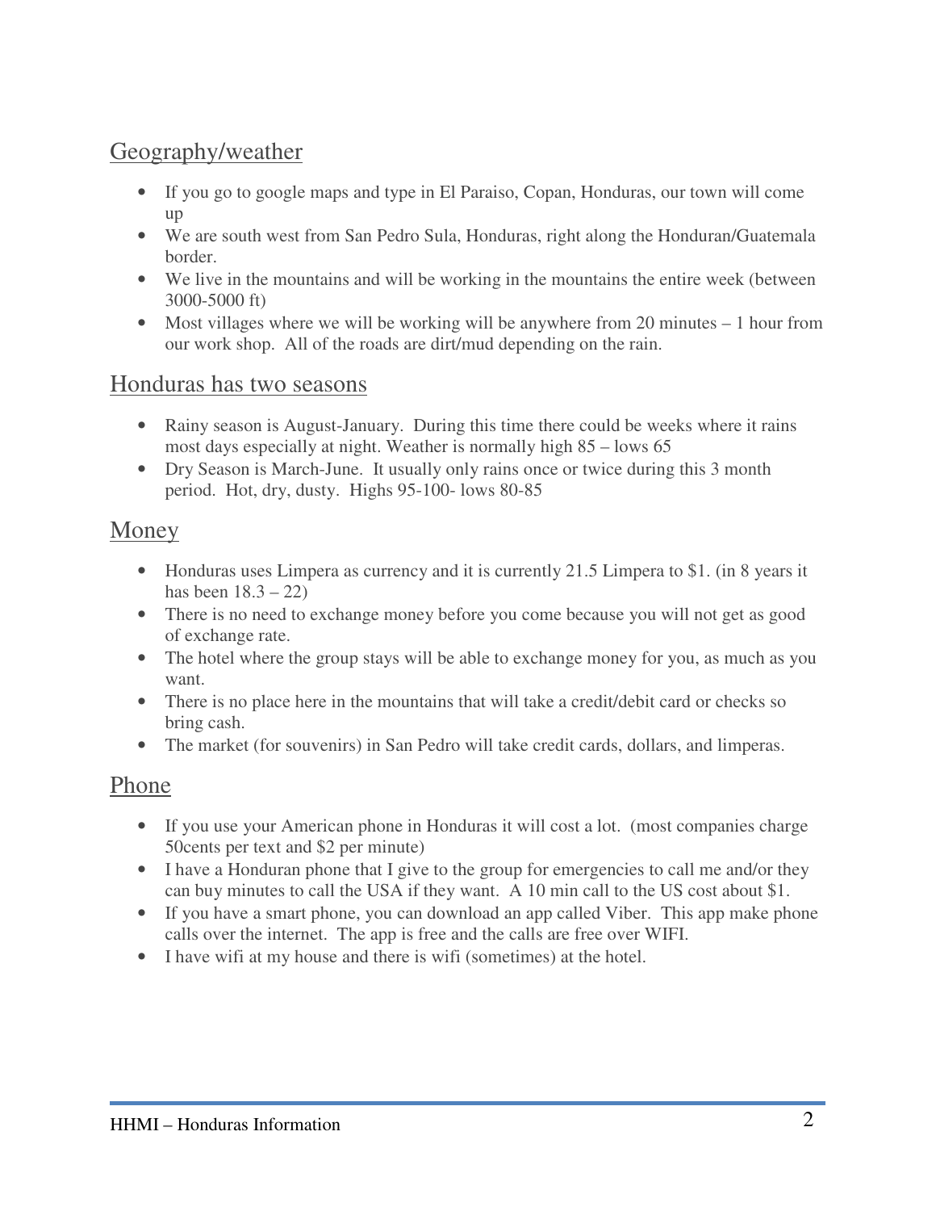## Geography/weather

- If you go to google maps and type in El Paraiso, Copan, Honduras, our town will come up
- We are south west from San Pedro Sula, Honduras, right along the Honduran/Guatemala border.
- We live in the mountains and will be working in the mountains the entire week (between 3000-5000 ft)
- Most villages where we will be working will be anywhere from 20 minutes – 1 hour from our work shop. All of the roads are dirt/mud depending on the rain.

## Honduras has two seasons

- Rainy season is August-January. During this time there could be weeks where it rains most days especially at night. Weather is normally high 85 – lows 65
- Dry Season is March-June. It usually only rains once or twice during this 3 month period. Hot, dry, dusty. Highs 95-100- lows 80-85

## Money

- Honduras uses Limpera as currency and it is currently 21.5 Limpera to $1. (in 8 years it has been 18.3 – 22)
- There is no need to exchange money before you come because you will not get as good of exchange rate.
- The hotel where the group stays will be able to exchange money for you, as much as you want.
- There is no place here in the mountains that will take a credit/debit card or checks so bring cash.
- The market (for souvenirs) in San Pedro will take credit cards, dollars, and limperas.

## Phone

- If you use your American phone in Honduras it will cost a lot. (most companies charge 50cents per text and $2 per minute)
- I have a Honduran phone that I give to the group for emergencies to call me and/or they can buy minutes to call the USA if they want. A 10 min call to the US cost about $1.
- If you have a smart phone, you can download an app called Viber. This app make phone calls over the internet. The app is free and the calls are free over WIFI.
- I have wifi at my house and there is wifi (sometimes) at the hotel.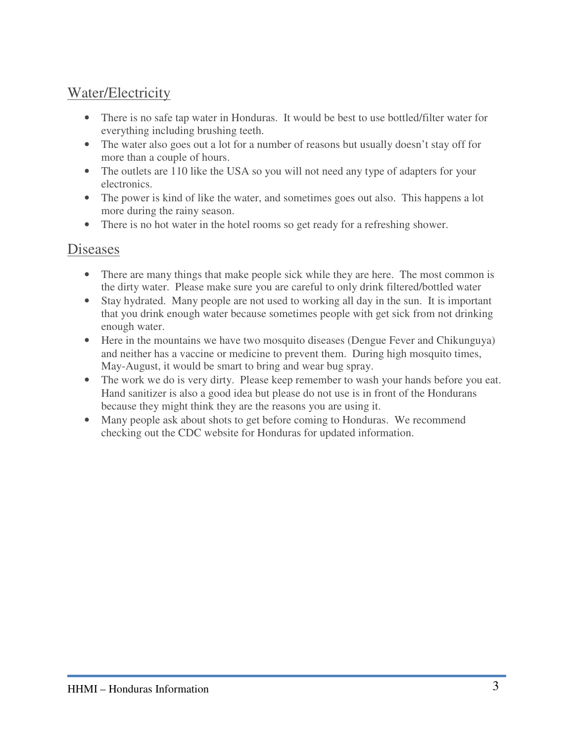## Water/Electricity

- There is no safe tap water in Honduras. It would be best to use bottled/filter water for everything including brushing teeth.
- The water also goes out a lot for a number of reasons but usually doesn't stay off for more than a couple of hours.
- The outlets are 110 like the USA so you will not need any type of adapters for your electronics.
- The power is kind of like the water, and sometimes goes out also. This happens a lot more during the rainy season.
- There is no hot water in the hotel rooms so get ready for a refreshing shower.

## Diseases

- There are many things that make people sick while they are here. The most common is the dirty water. Please make sure you are careful to only drink filtered/bottled water
- Stay hydrated. Many people are not used to working all day in the sun. It is important that you drink enough water because sometimes people with get sick from not drinking enough water.
- Here in the mountains we have two mosquito diseases (Dengue Fever and Chikunguya) and neither has a vaccine or medicine to prevent them. During high mosquito times, May-August, it would be smart to bring and wear bug spray.
- The work we do is very dirty. Please keep remember to wash your hands before you eat. Hand sanitizer is also a good idea but please do not use is in front of the Hondurans because they might think they are the reasons you are using it.
- Many people ask about shots to get before coming to Honduras. We recommend checking out the CDC website for Honduras for updated information.